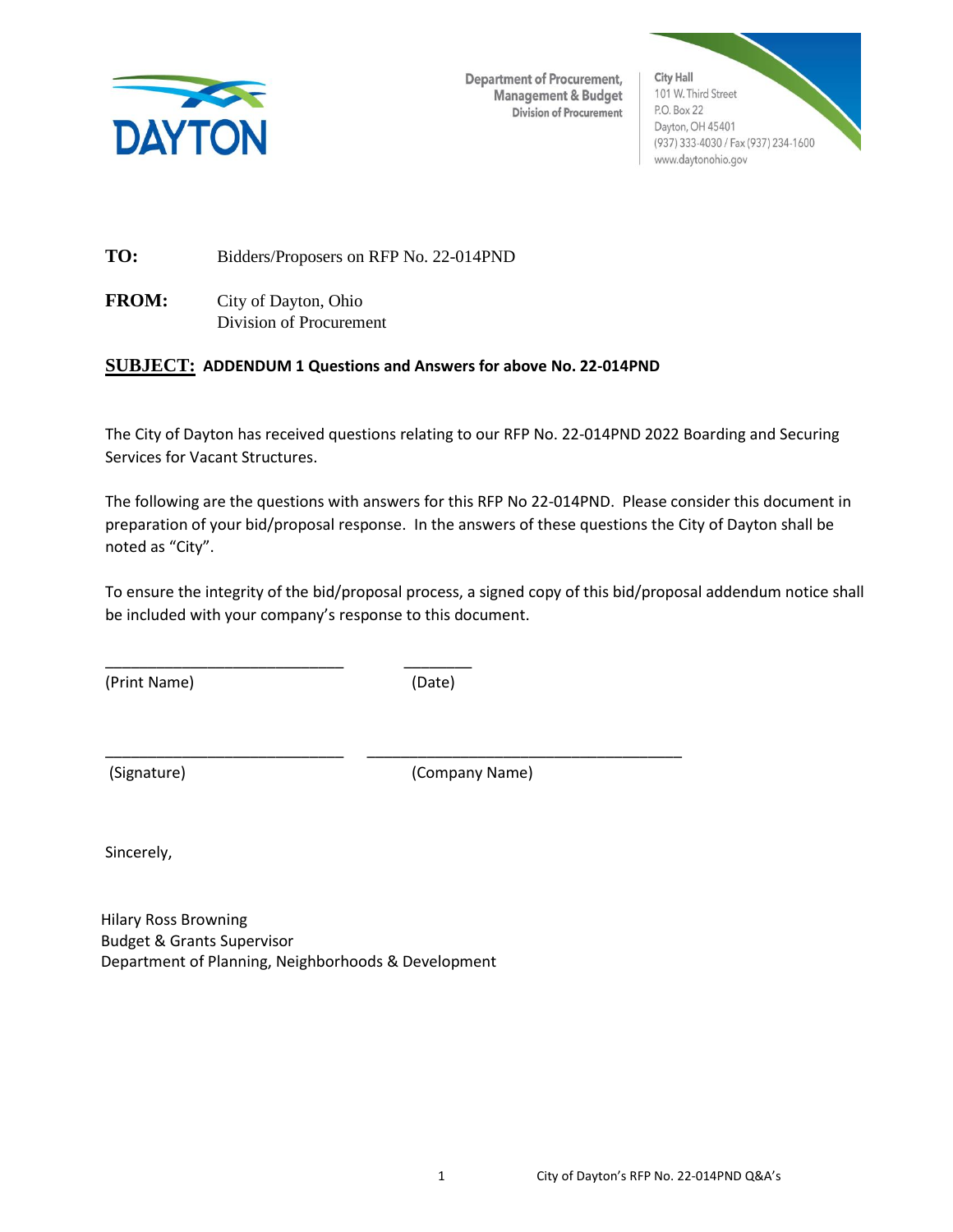DAYTON

Department of Procurement, Management & Budget
Division of Procurement

City Hall
101 W. Third Street
P.O. Box 22
Dayton, OH 45401
(937) 333-4030 / Fax (937) 234-1600
www.daytonohio.gov

**TO:** Bidders/Proposers on RFP No. 22-014PND

**FROM:** City of Dayton, Ohio
Division of Procurement

**SUBJECT: ADDENDUM 1 Questions and Answers for above No. 22-014PND**

The City of Dayton has received questions relating to our RFP No. 22-014PND 2022 Boarding and Securing Services for Vacant Structures.

The following are the questions with answers for this RFP No 22-014PND. Please consider this document in preparation of your bid/proposal response. In the answers of these questions the City of Dayton shall be noted as "City".

To ensure the integrity of the bid/proposal process, a signed copy of this bid/proposal addendum notice shall be included with your company's response to this document.

\_\_\_\_\_\_\_\_\_\_\_\_\_\_\_\_\_\_\_\_\_\_\_\_\_\_\_\_ \_\_\_\_\_\_\_\_
(Print Name) (Date)

\_\_\_\_\_\_\_\_\_\_\_\_\_\_\_\_\_\_\_\_\_\_\_\_\_\_\_\_ \_\_\_\_\_\_\_\_\_\_\_\_\_\_\_\_\_\_\_\_\_\_\_\_\_\_\_\_\_\_\_\_\_\_\_\_\_\_
(Signature) (Company Name)

Sincerely,

Hilary Ross Browning
Budget & Grants Supervisor
Department of Planning, Neighborhoods & Development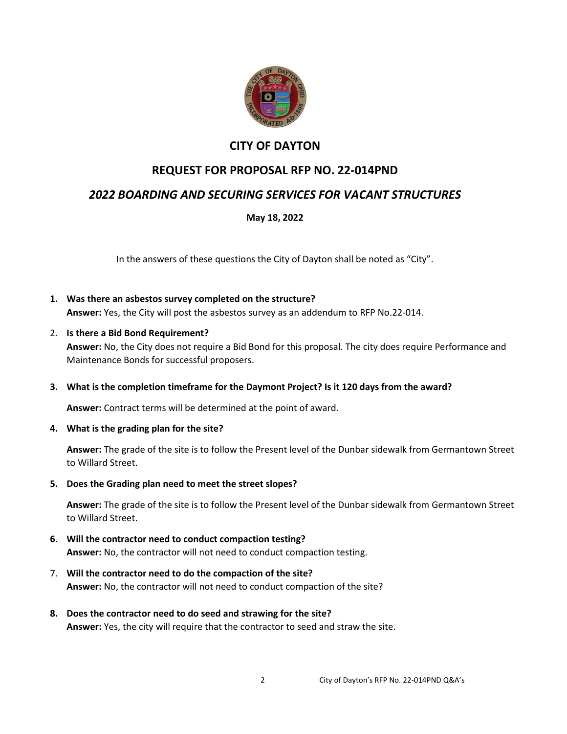## CITY OF DAYTON

## REQUEST FOR PROPOSAL RFP NO. 22-014PND

### *2022 BOARDING AND SECURING SERVICES FOR VACANT STRUCTURES*

**May 18, 2022**

In the answers of these questions the City of Dayton shall be noted as "City".

1. **Was there an asbestos survey completed on the structure?**
   **Answer:** Yes, the City will post the asbestos survey as an addendum to RFP No.22-014.

2. **Is there a Bid Bond Requirement?**
   **Answer:** No, the City does not require a Bid Bond for this proposal. The city does require Performance and Maintenance Bonds for successful proposers.

3. **What is the completion timeframe for the Daymont Project? Is it 120 days from the award?**

   **Answer:** Contract terms will be determined at the point of award.

4. **What is the grading plan for the site?**

   **Answer:** The grade of the site is to follow the Present level of the Dunbar sidewalk from Germantown Street to Willard Street.

5. **Does the Grading plan need to meet the street slopes?**

   **Answer:** The grade of the site is to follow the Present level of the Dunbar sidewalk from Germantown Street to Willard Street.

6. **Will the contractor need to conduct compaction testing?**
   **Answer:** No, the contractor will not need to conduct compaction testing.

7. **Will the contractor need to do the compaction of the site?**
   **Answer:** No, the contractor will not need to conduct compaction of the site?

8. **Does the contractor need to do seed and strawing for the site?**
   **Answer:** Yes, the city will require that the contractor to seed and straw the site.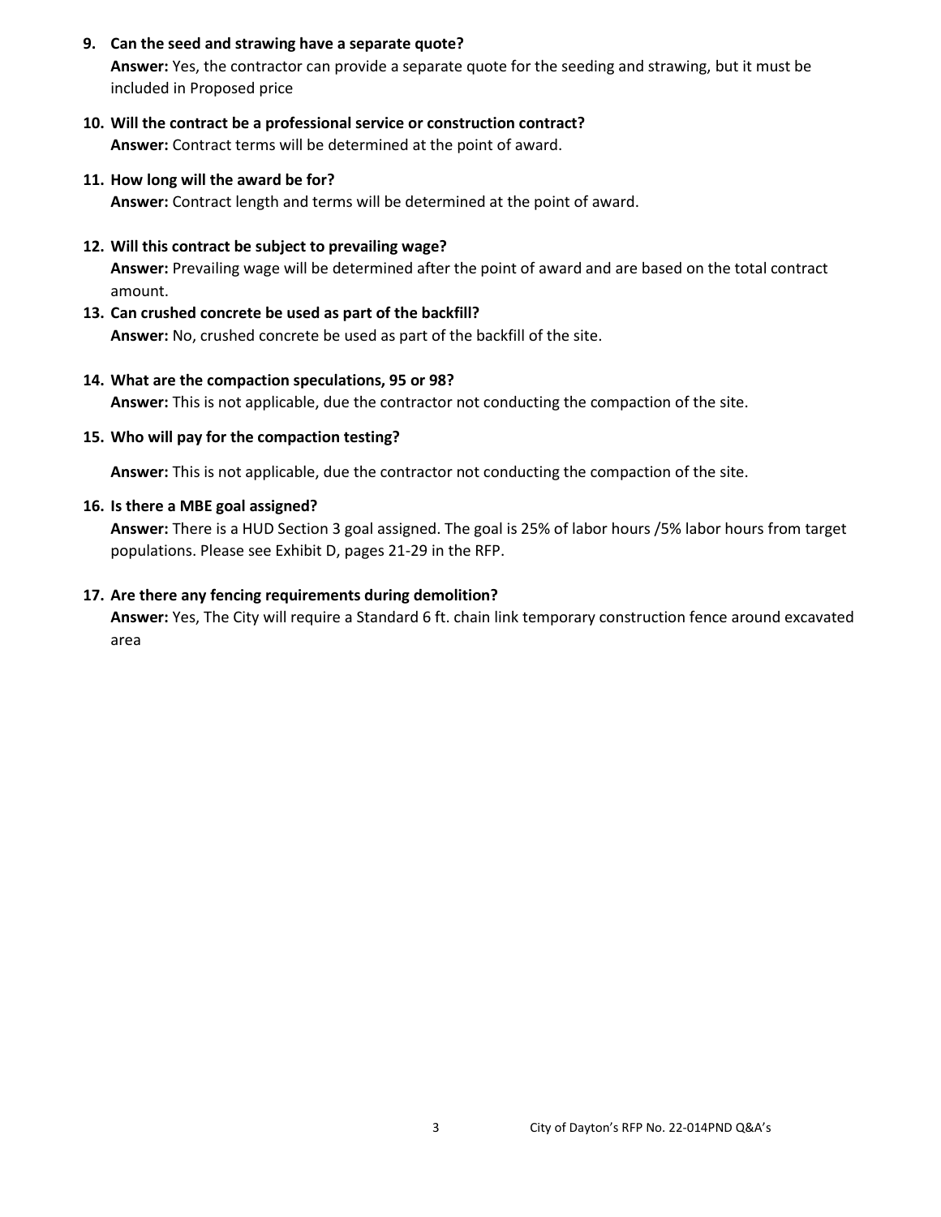9. **Can the seed and strawing have a separate quote?**
   **Answer:** Yes, the contractor can provide a separate quote for the seeding and strawing, but it must be included in Proposed price

10. **Will the contract be a professional service or construction contract?**
    **Answer:** Contract terms will be determined at the point of award.

11. **How long will the award be for?**
    **Answer:** Contract length and terms will be determined at the point of award.

12. **Will this contract be subject to prevailing wage?**
    **Answer:** Prevailing wage will be determined after the point of award and are based on the total contract amount.

13. **Can crushed concrete be used as part of the backfill?**
    **Answer:** No, crushed concrete be used as part of the backfill of the site.

14. **What are the compaction speculations, 95 or 98?**
    **Answer:** This is not applicable, due the contractor not conducting the compaction of the site.

15. **Who will pay for the compaction testing?**

    **Answer:** This is not applicable, due the contractor not conducting the compaction of the site.

16. **Is there a MBE goal assigned?**
    **Answer:** There is a HUD Section 3 goal assigned. The goal is 25% of labor hours /5% labor hours from target populations. Please see Exhibit D, pages 21-29 in the RFP.

17. **Are there any fencing requirements during demolition?**
    **Answer:** Yes, The City will require a Standard 6 ft. chain link temporary construction fence around excavated area